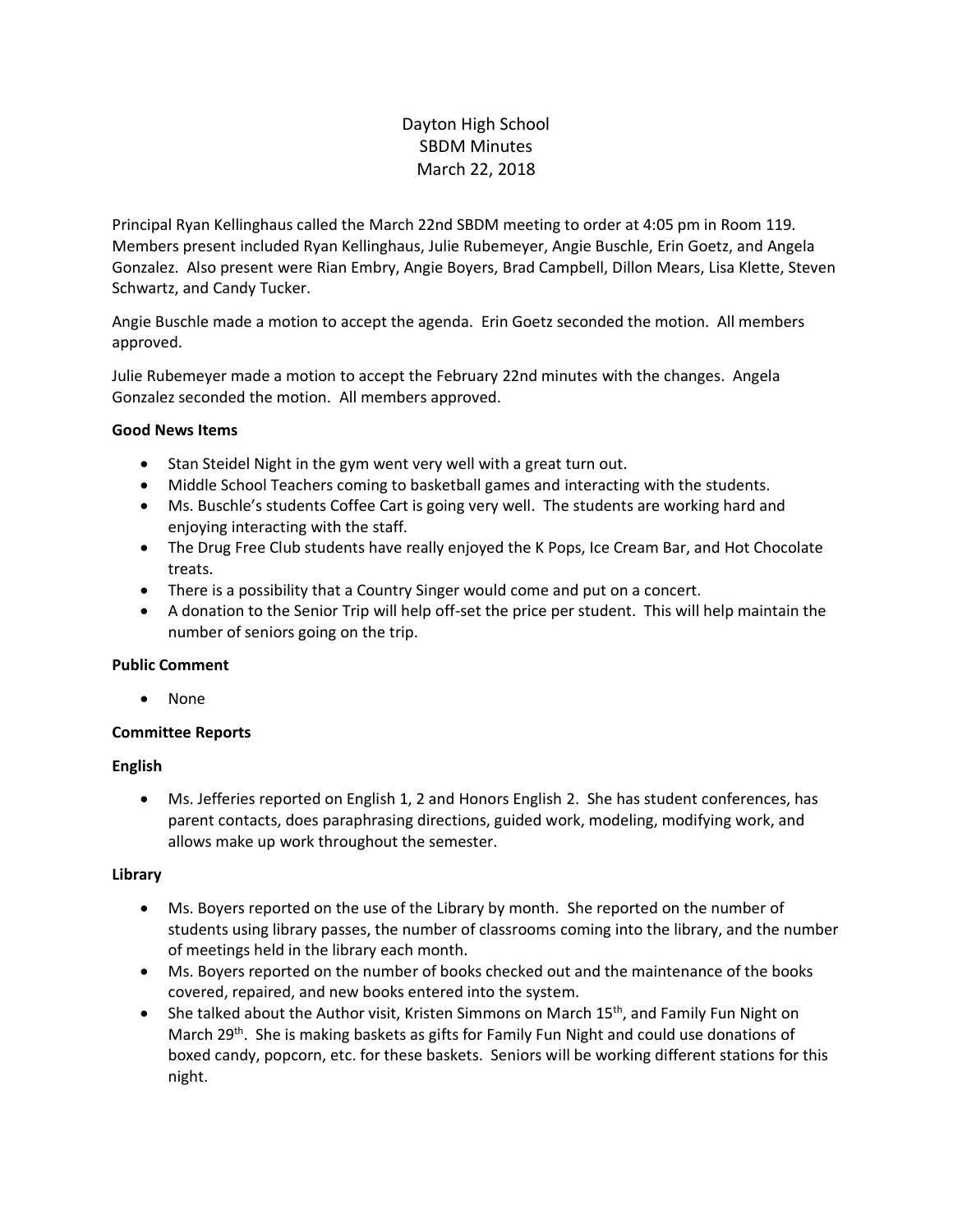# Dayton High School
## SBDM Minutes
## March 22, 2018

Principal Ryan Kellinghaus called the March 22nd SBDM meeting to order at 4:05 pm in Room 119. Members present included Ryan Kellinghaus, Julie Rubemeyer, Angie Buschle, Erin Goetz, and Angela Gonzalez. Also present were Rian Embry, Angie Boyers, Brad Campbell, Dillon Mears, Lisa Klette, Steven Schwartz, and Candy Tucker.

Angie Buschle made a motion to accept the agenda. Erin Goetz seconded the motion. All members approved.

Julie Rubemeyer made a motion to accept the February 22nd minutes with the changes. Angela Gonzalez seconded the motion. All members approved.

**Good News Items**

- Stan Steidel Night in the gym went very well with a great turn out.
- Middle School Teachers coming to basketball games and interacting with the students.
- Ms. Buschle's students Coffee Cart is going very well. The students are working hard and enjoying interacting with the staff.
- The Drug Free Club students have really enjoyed the K Pops, Ice Cream Bar, and Hot Chocolate treats.
- There is a possibility that a Country Singer would come and put on a concert.
- A donation to the Senior Trip will help off-set the price per student. This will help maintain the number of seniors going on the trip.

**Public Comment**

- None

**Committee Reports**

**English**

- Ms. Jefferies reported on English 1, 2 and Honors English 2. She has student conferences, has parent contacts, does paraphrasing directions, guided work, modeling, modifying work, and allows make up work throughout the semester.

**Library**

- Ms. Boyers reported on the use of the Library by month. She reported on the number of students using library passes, the number of classrooms coming into the library, and the number of meetings held in the library each month.
- Ms. Boyers reported on the number of books checked out and the maintenance of the books covered, repaired, and new books entered into the system.
- She talked about the Author visit, Kristen Simmons on March 15th, and Family Fun Night on March 29th. She is making baskets as gifts for Family Fun Night and could use donations of boxed candy, popcorn, etc. for these baskets. Seniors will be working different stations for this night.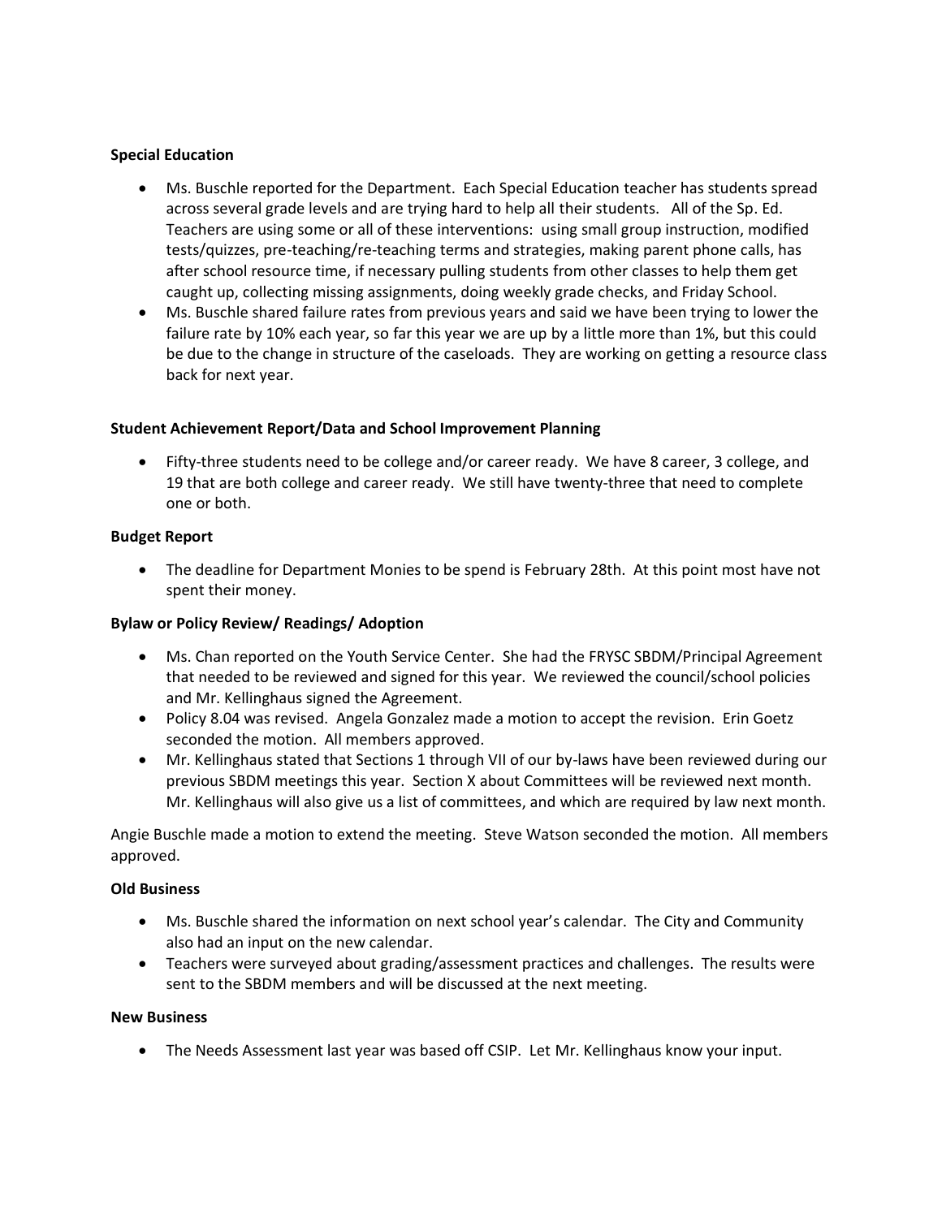**Special Education**

- Ms. Buschle reported for the Department. Each Special Education teacher has students spread across several grade levels and are trying hard to help all their students. All of the Sp. Ed. Teachers are using some or all of these interventions: using small group instruction, modified tests/quizzes, pre-teaching/re-teaching terms and strategies, making parent phone calls, has after school resource time, if necessary pulling students from other classes to help them get caught up, collecting missing assignments, doing weekly grade checks, and Friday School.
- Ms. Buschle shared failure rates from previous years and said we have been trying to lower the failure rate by 10% each year, so far this year we are up by a little more than 1%, but this could be due to the change in structure of the caseloads. They are working on getting a resource class back for next year.

**Student Achievement Report/Data and School Improvement Planning**

- Fifty-three students need to be college and/or career ready. We have 8 career, 3 college, and 19 that are both college and career ready. We still have twenty-three that need to complete one or both.

**Budget Report**

- The deadline for Department Monies to be spend is February 28th. At this point most have not spent their money.

**Bylaw or Policy Review/ Readings/ Adoption**

- Ms. Chan reported on the Youth Service Center. She had the FRYSC SBDM/Principal Agreement that needed to be reviewed and signed for this year. We reviewed the council/school policies and Mr. Kellinghaus signed the Agreement.
- Policy 8.04 was revised. Angela Gonzalez made a motion to accept the revision. Erin Goetz seconded the motion. All members approved.
- Mr. Kellinghaus stated that Sections 1 through VII of our by-laws have been reviewed during our previous SBDM meetings this year. Section X about Committees will be reviewed next month. Mr. Kellinghaus will also give us a list of committees, and which are required by law next month.

Angie Buschle made a motion to extend the meeting. Steve Watson seconded the motion. All members approved.

**Old Business**

- Ms. Buschle shared the information on next school year's calendar. The City and Community also had an input on the new calendar.
- Teachers were surveyed about grading/assessment practices and challenges. The results were sent to the SBDM members and will be discussed at the next meeting.

**New Business**

- The Needs Assessment last year was based off CSIP. Let Mr. Kellinghaus know your input.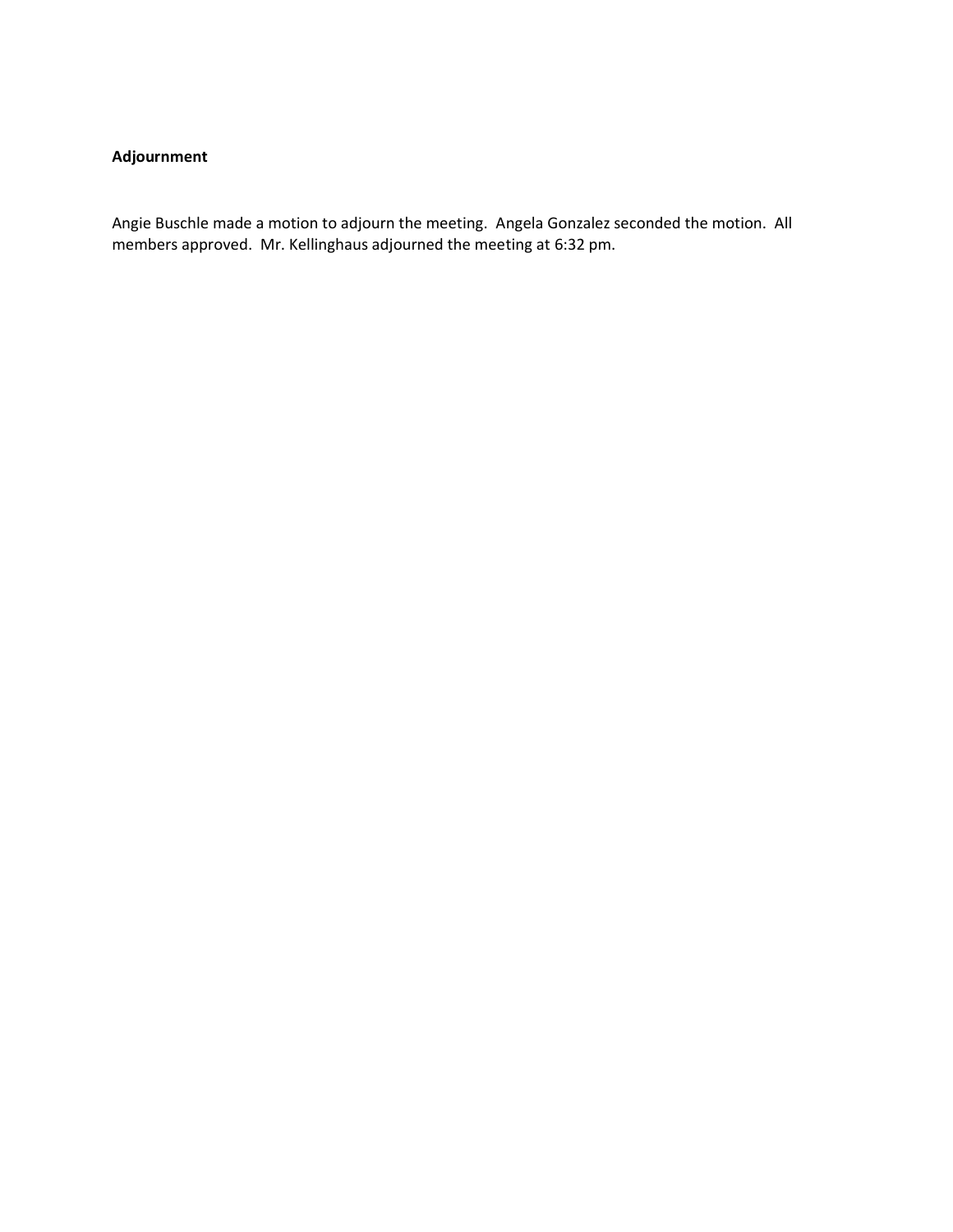**Adjournment**

Angie Buschle made a motion to adjourn the meeting. Angela Gonzalez seconded the motion. All members approved. Mr. Kellinghaus adjourned the meeting at 6:32 pm.